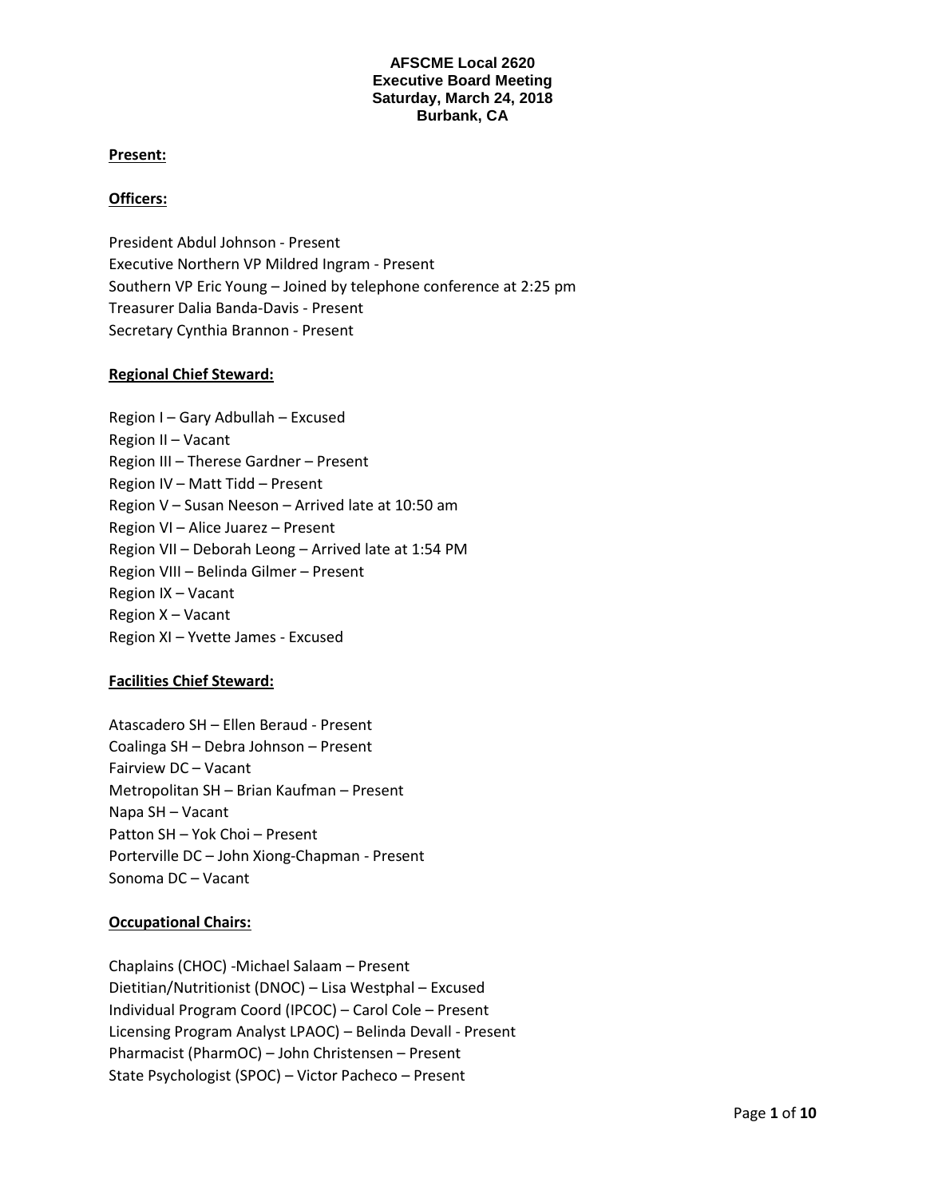**AFSCME Local 2620**
**Executive Board Meeting**
**Saturday, March 24, 2018**
**Burbank, CA**

**Present:**

**Officers:**

President Abdul Johnson - Present
Executive Northern VP Mildred Ingram - Present
Southern VP Eric Young – Joined by telephone conference at 2:25 pm
Treasurer Dalia Banda-Davis - Present
Secretary Cynthia Brannon - Present

**Regional Chief Steward:**

Region I – Gary Adbullah – Excused
Region II – Vacant
Region III – Therese Gardner – Present
Region IV – Matt Tidd – Present
Region V – Susan Neeson – Arrived late at 10:50 am
Region VI – Alice Juarez – Present
Region VII – Deborah Leong – Arrived late at 1:54 PM
Region VIII – Belinda Gilmer – Present
Region IX – Vacant
Region X – Vacant
Region XI – Yvette James - Excused

**Facilities Chief Steward:**

Atascadero SH – Ellen Beraud - Present
Coalinga SH – Debra Johnson – Present
Fairview DC – Vacant
Metropolitan SH – Brian Kaufman – Present
Napa SH – Vacant
Patton SH – Yok Choi – Present
Porterville DC – John Xiong-Chapman - Present
Sonoma DC – Vacant

**Occupational Chairs:**

Chaplains (CHOC) -Michael Salaam – Present
Dietitian/Nutritionist (DNOC) – Lisa Westphal – Excused
Individual Program Coord (IPCOC) – Carol Cole – Present
Licensing Program Analyst LPAOC) – Belinda Devall - Present
Pharmacist (PharmOC) – John Christensen – Present
State Psychologist (SPOC) – Victor Pacheco – Present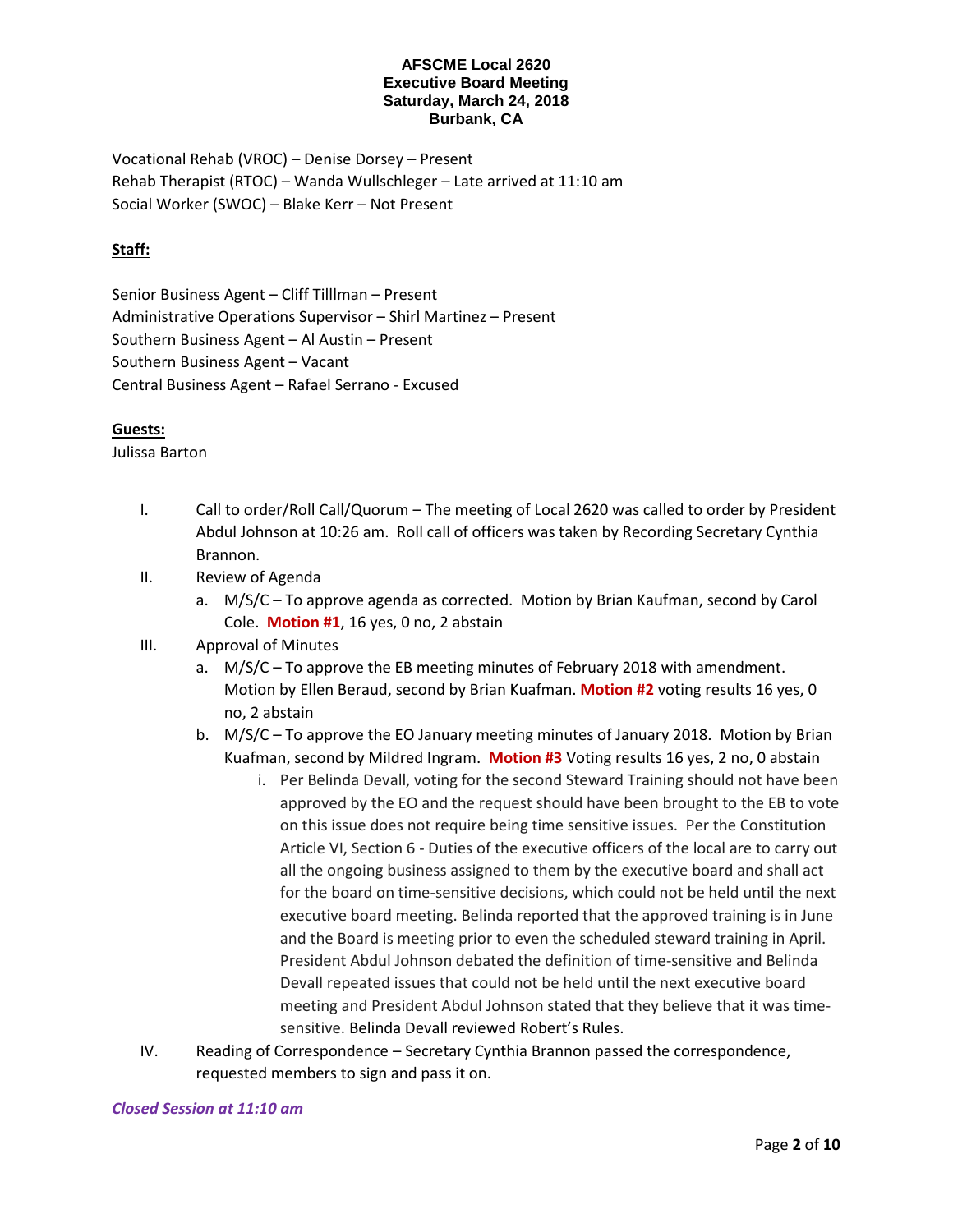# AFSCME Local 2620
## Executive Board Meeting
## Saturday, March 24, 2018
## Burbank, CA

Vocational Rehab (VROC) – Denise Dorsey – Present
Rehab Therapist (RTOC) – Wanda Wullschleger – Late arrived at 11:10 am
Social Worker (SWOC) – Blake Kerr – Not Present

**Staff:**

Senior Business Agent – Cliff Tilllman – Present
Administrative Operations Supervisor – Shirl Martinez – Present
Southern Business Agent – Al Austin – Present
Southern Business Agent – Vacant
Central Business Agent – Rafael Serrano - Excused

**Guests:**
Julissa Barton

I. Call to order/Roll Call/Quorum – The meeting of Local 2620 was called to order by President Abdul Johnson at 10:26 am. Roll call of officers was taken by Recording Secretary Cynthia Brannon.

II. Review of Agenda
   a. M/S/C – To approve agenda as corrected. Motion by Brian Kaufman, second by Carol Cole. **Motion #1**, 16 yes, 0 no, 2 abstain

III. Approval of Minutes
   a. M/S/C – To approve the EB meeting minutes of February 2018 with amendment. Motion by Ellen Beraud, second by Brian Kuafman. **Motion #2** voting results 16 yes, 0 no, 2 abstain
   b. M/S/C – To approve the EO January meeting minutes of January 2018. Motion by Brian Kuafman, second by Mildred Ingram. **Motion #3** Voting results 16 yes, 2 no, 0 abstain
      i. Per Belinda Devall, voting for the second Steward Training should not have been approved by the EO and the request should have been brought to the EB to vote on this issue does not require being time sensitive issues. Per the Constitution Article VI, Section 6 - Duties of the executive officers of the local are to carry out all the ongoing business assigned to them by the executive board and shall act for the board on time-sensitive decisions, which could not be held until the next executive board meeting. Belinda reported that the approved training is in June and the Board is meeting prior to even the scheduled steward training in April. President Abdul Johnson debated the definition of time-sensitive and Belinda Devall repeated issues that could not be held until the next executive board meeting and President Abdul Johnson stated that they believe that it was time-sensitive. Belinda Devall reviewed Robert's Rules.

IV. Reading of Correspondence – Secretary Cynthia Brannon passed the correspondence, requested members to sign and pass it on.

***Closed Session at 11:10 am***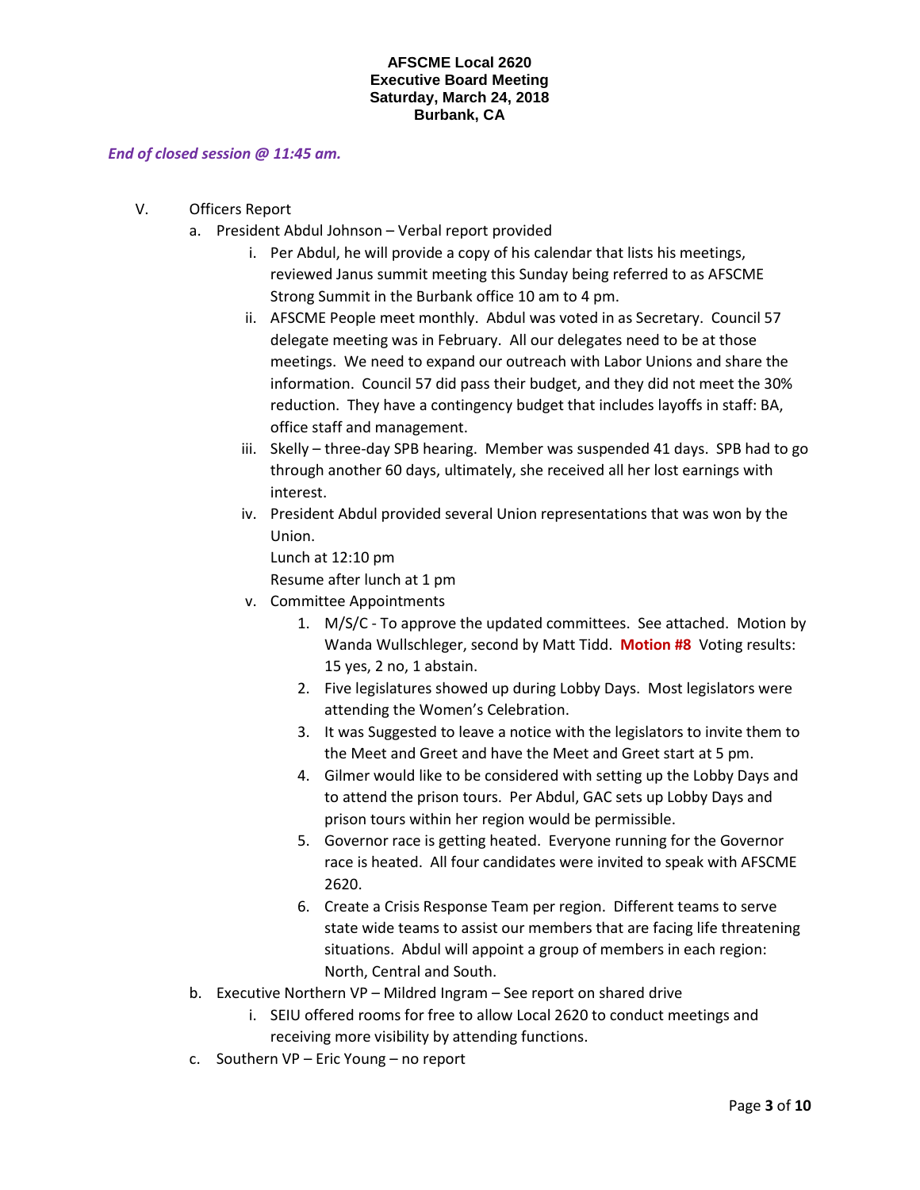**AFSCME Local 2620**
**Executive Board Meeting**
**Saturday, March 24, 2018**
**Burbank, CA**

***End of closed session @ 11:45 am.***

V. Officers Report

a. President Abdul Johnson – Verbal report provided

i. Per Abdul, he will provide a copy of his calendar that lists his meetings, reviewed Janus summit meeting this Sunday being referred to as AFSCME Strong Summit in the Burbank office 10 am to 4 pm.

ii. AFSCME People meet monthly. Abdul was voted in as Secretary. Council 57 delegate meeting was in February. All our delegates need to be at those meetings. We need to expand our outreach with Labor Unions and share the information. Council 57 did pass their budget, and they did not meet the 30% reduction. They have a contingency budget that includes layoffs in staff: BA, office staff and management.

iii. Skelly – three-day SPB hearing. Member was suspended 41 days. SPB had to go through another 60 days, ultimately, she received all her lost earnings with interest.

iv. President Abdul provided several Union representations that was won by the Union.

Lunch at 12:10 pm

Resume after lunch at 1 pm

v. Committee Appointments

1. M/S/C - To approve the updated committees. See attached. Motion by Wanda Wullschleger, second by Matt Tidd. **Motion #8** Voting results: 15 yes, 2 no, 1 abstain.
2. Five legislatures showed up during Lobby Days. Most legislators were attending the Women's Celebration.
3. It was Suggested to leave a notice with the legislators to invite them to the Meet and Greet and have the Meet and Greet start at 5 pm.
4. Gilmer would like to be considered with setting up the Lobby Days and to attend the prison tours. Per Abdul, GAC sets up Lobby Days and prison tours within her region would be permissible.
5. Governor race is getting heated. Everyone running for the Governor race is heated. All four candidates were invited to speak with AFSCME 2620.
6. Create a Crisis Response Team per region. Different teams to serve state wide teams to assist our members that are facing life threatening situations. Abdul will appoint a group of members in each region: North, Central and South.

b. Executive Northern VP – Mildred Ingram – See report on shared drive

i. SEIU offered rooms for free to allow Local 2620 to conduct meetings and receiving more visibility by attending functions.

c. Southern VP – Eric Young – no report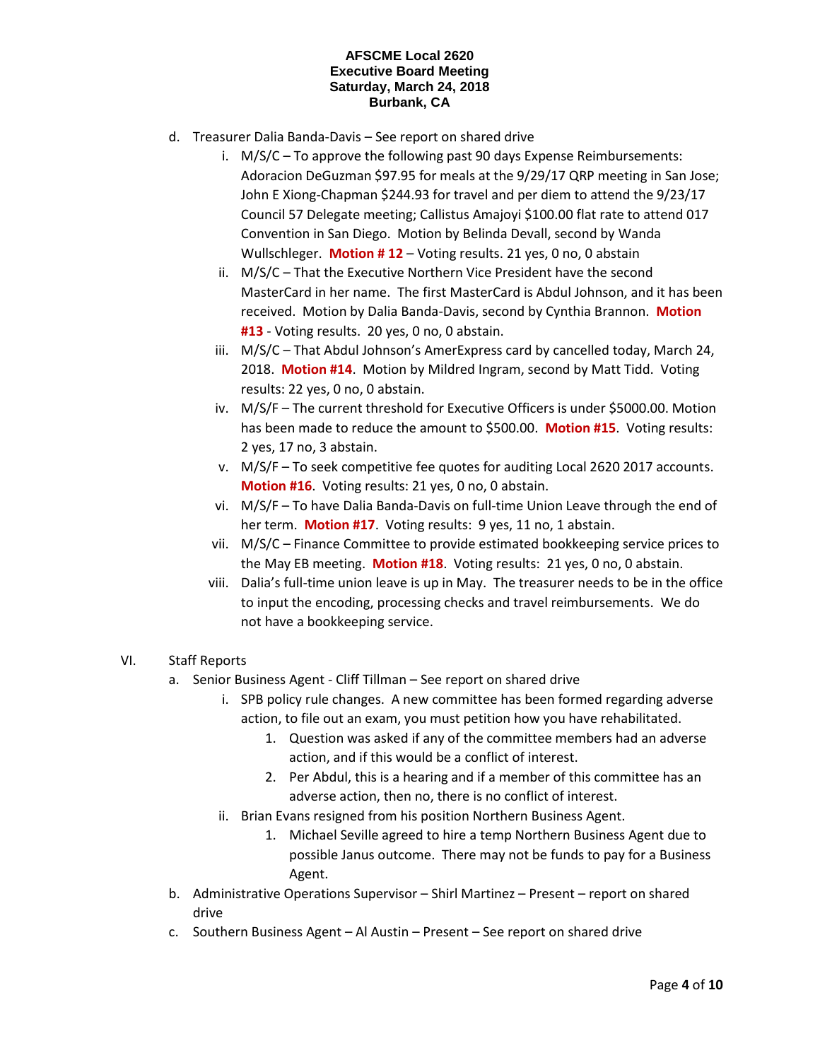**AFSCME Local 2620**
**Executive Board Meeting**
**Saturday, March 24, 2018**
**Burbank, CA**

d. Treasurer Dalia Banda-Davis – See report on shared drive

   i. M/S/C – To approve the following past 90 days Expense Reimbursements: Adoracion DeGuzman $97.95 for meals at the 9/29/17 QRP meeting in San Jose; John E Xiong-Chapman $244.93 for travel and per diem to attend the 9/23/17 Council 57 Delegate meeting; Callistus Amajoyi $100.00 flat rate to attend 017 Convention in San Diego. Motion by Belinda Devall, second by Wanda Wullschleger. **Motion # 12** – Voting results. 21 yes, 0 no, 0 abstain

   ii. M/S/C – That the Executive Northern Vice President have the second MasterCard in her name. The first MasterCard is Abdul Johnson, and it has been received. Motion by Dalia Banda-Davis, second by Cynthia Brannon. **Motion #13** - Voting results. 20 yes, 0 no, 0 abstain.

   iii. M/S/C – That Abdul Johnson's AmerExpress card by cancelled today, March 24, 2018. **Motion #14**. Motion by Mildred Ingram, second by Matt Tidd. Voting results: 22 yes, 0 no, 0 abstain.

   iv. M/S/F – The current threshold for Executive Officers is under $5000.00. Motion has been made to reduce the amount to $500.00. **Motion #15**. Voting results: 2 yes, 17 no, 3 abstain.

   v. M/S/F – To seek competitive fee quotes for auditing Local 2620 2017 accounts. **Motion #16**. Voting results: 21 yes, 0 no, 0 abstain.

   vi. M/S/F – To have Dalia Banda-Davis on full-time Union Leave through the end of her term. **Motion #17**. Voting results: 9 yes, 11 no, 1 abstain.

   vii. M/S/C – Finance Committee to provide estimated bookkeeping service prices to the May EB meeting. **Motion #18**. Voting results: 21 yes, 0 no, 0 abstain.

   viii. Dalia's full-time union leave is up in May. The treasurer needs to be in the office to input the encoding, processing checks and travel reimbursements. We do not have a bookkeeping service.

VI. Staff Reports

a. Senior Business Agent - Cliff Tillman – See report on shared drive

   i. SPB policy rule changes. A new committee has been formed regarding adverse action, to file out an exam, you must petition how you have rehabilitated.

      1. Question was asked if any of the committee members had an adverse action, and if this would be a conflict of interest.
      2. Per Abdul, this is a hearing and if a member of this committee has an adverse action, then no, there is no conflict of interest.

   ii. Brian Evans resigned from his position Northern Business Agent.

      1. Michael Seville agreed to hire a temp Northern Business Agent due to possible Janus outcome. There may not be funds to pay for a Business Agent.

b. Administrative Operations Supervisor – Shirl Martinez – Present – report on shared drive

c. Southern Business Agent – Al Austin – Present – See report on shared drive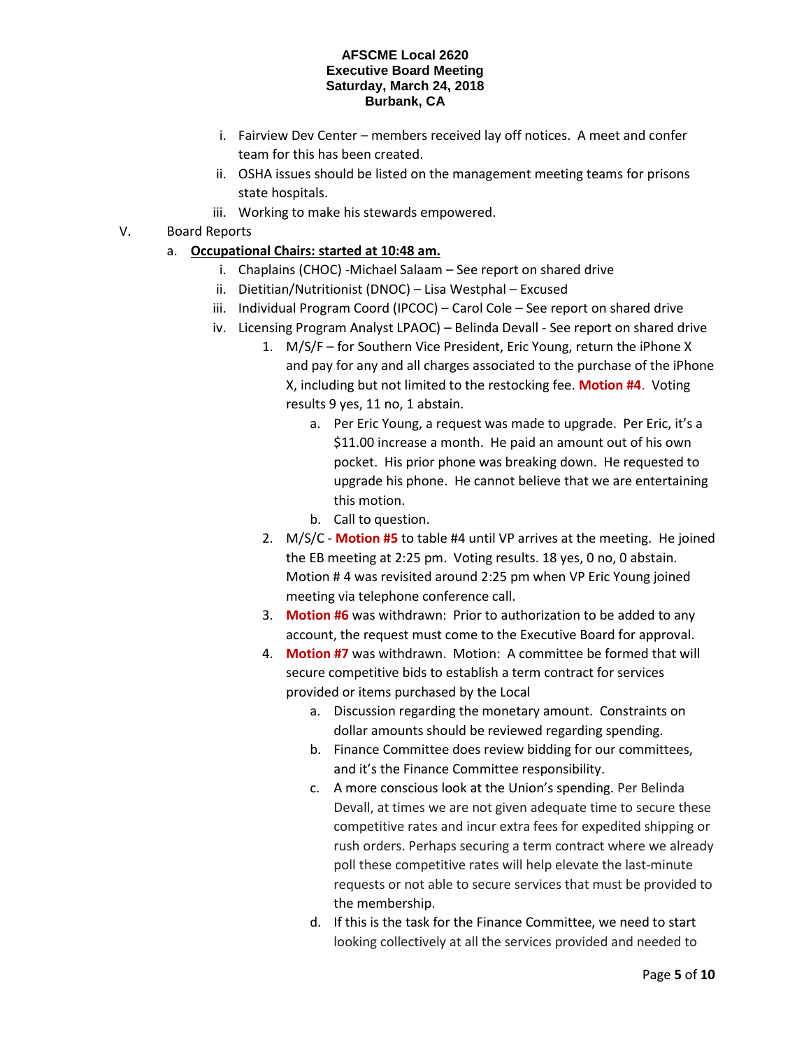**AFSCME Local 2620**
**Executive Board Meeting**
**Saturday, March 24, 2018**
**Burbank, CA**

i. Fairview Dev Center – members received lay off notices. A meet and confer team for this has been created.
ii. OSHA issues should be listed on the management meeting teams for prisons state hospitals.
iii. Working to make his stewards empowered.

V. Board Reports

a. **Occupational Chairs: started at 10:48 am.**

i. Chaplains (CHOC) -Michael Salaam – See report on shared drive
ii. Dietitian/Nutritionist (DNOC) – Lisa Westphal – Excused
iii. Individual Program Coord (IPCOC) – Carol Cole – See report on shared drive
iv. Licensing Program Analyst LPAOC) – Belinda Devall - See report on shared drive

1. M/S/F – for Southern Vice President, Eric Young, return the iPhone X and pay for any and all charges associated to the purchase of the iPhone X, including but not limited to the restocking fee. **Motion #4**. Voting results 9 yes, 11 no, 1 abstain.
   a. Per Eric Young, a request was made to upgrade. Per Eric, it's a $11.00 increase a month. He paid an amount out of his own pocket. His prior phone was breaking down. He requested to upgrade his phone. He cannot believe that we are entertaining this motion.
   b. Call to question.
2. M/S/C - **Motion #5** to table #4 until VP arrives at the meeting. He joined the EB meeting at 2:25 pm. Voting results. 18 yes, 0 no, 0 abstain. Motion # 4 was revisited around 2:25 pm when VP Eric Young joined meeting via telephone conference call.
3. **Motion #6** was withdrawn: Prior to authorization to be added to any account, the request must come to the Executive Board for approval.
4. **Motion #7** was withdrawn. Motion: A committee be formed that will secure competitive bids to establish a term contract for services provided or items purchased by the Local
   a. Discussion regarding the monetary amount. Constraints on dollar amounts should be reviewed regarding spending.
   b. Finance Committee does review bidding for our committees, and it's the Finance Committee responsibility.
   c. A more conscious look at the Union's spending. Per Belinda Devall, at times we are not given adequate time to secure these competitive rates and incur extra fees for expedited shipping or rush orders. Perhaps securing a term contract where we already poll these competitive rates will help elevate the last-minute requests or not able to secure services that must be provided to the membership.
   d. If this is the task for the Finance Committee, we need to start looking collectively at all the services provided and needed to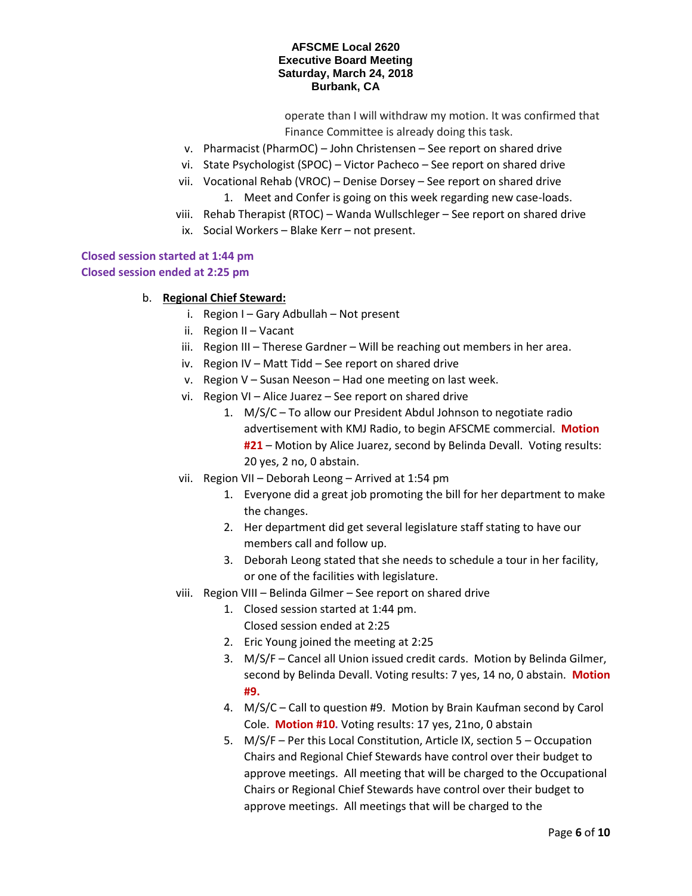operate than I will withdraw my motion. It was confirmed that Finance Committee is already doing this task.

v. Pharmacist (PharmOC) – John Christensen – See report on shared drive

vi. State Psychologist (SPOC) – Victor Pacheco – See report on shared drive

vii. Vocational Rehab (VROC) – Denise Dorsey – See report on shared drive

1. Meet and Confer is going on this week regarding new case-loads.

viii. Rehab Therapist (RTOC) – Wanda Wullschleger – See report on shared drive

ix. Social Workers – Blake Kerr – not present.

**Closed session started at 1:44 pm**
**Closed session ended at 2:25 pm**

b. **Regional Chief Steward:**

i. Region I – Gary Adbullah – Not present

ii. Region II – Vacant

iii. Region III – Therese Gardner – Will be reaching out members in her area.

iv. Region IV – Matt Tidd – See report on shared drive

v. Region V – Susan Neeson – Had one meeting on last week.

vi. Region VI – Alice Juarez – See report on shared drive

1. M/S/C – To allow our President Abdul Johnson to negotiate radio advertisement with KMJ Radio, to begin AFSCME commercial. **Motion #21** – Motion by Alice Juarez, second by Belinda Devall. Voting results: 20 yes, 2 no, 0 abstain.

vii. Region VII – Deborah Leong – Arrived at 1:54 pm

1. Everyone did a great job promoting the bill for her department to make the changes.
2. Her department did get several legislature staff stating to have our members call and follow up.
3. Deborah Leong stated that she needs to schedule a tour in her facility, or one of the facilities with legislature.

viii. Region VIII – Belinda Gilmer – See report on shared drive

1. Closed session started at 1:44 pm.
   Closed session ended at 2:25
2. Eric Young joined the meeting at 2:25
3. M/S/F – Cancel all Union issued credit cards. Motion by Belinda Gilmer, second by Belinda Devall. Voting results: 7 yes, 14 no, 0 abstain. **Motion #9.**
4. M/S/C – Call to question #9. Motion by Brain Kaufman second by Carol Cole. **Motion #10.** Voting results: 17 yes, 21no, 0 abstain
5. M/S/F – Per this Local Constitution, Article IX, section 5 – Occupation Chairs and Regional Chief Stewards have control over their budget to approve meetings. All meeting that will be charged to the Occupational Chairs or Regional Chief Stewards have control over their budget to approve meetings. All meetings that will be charged to the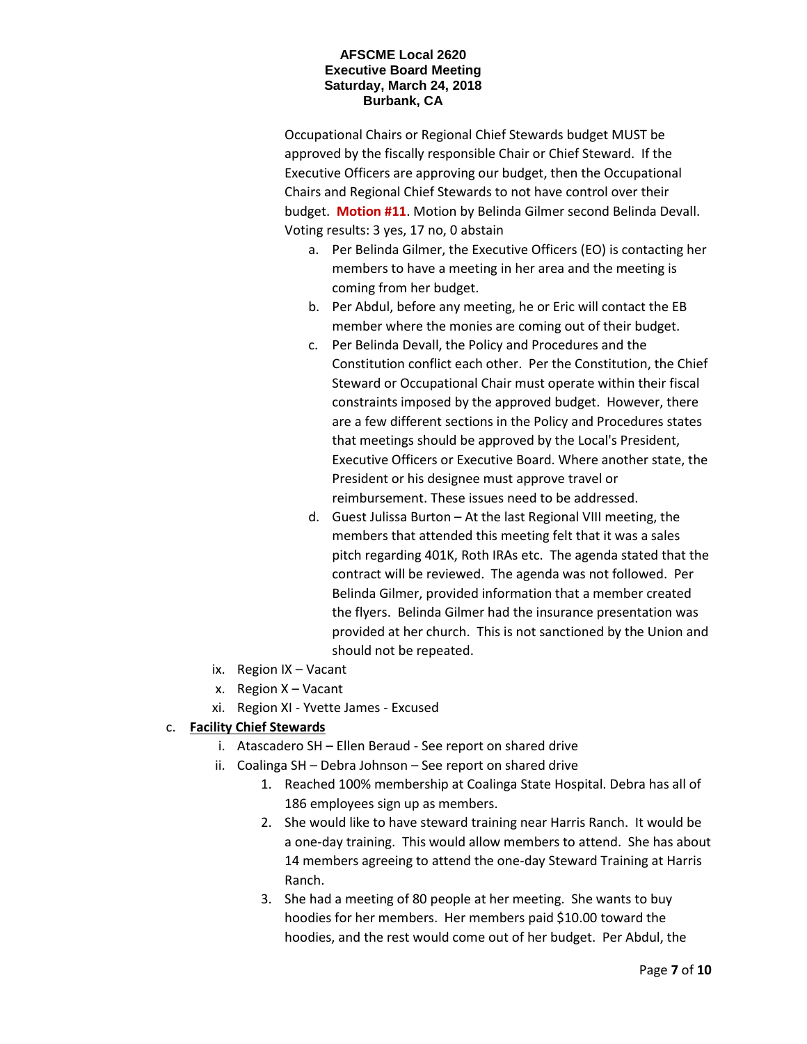Occupational Chairs or Regional Chief Stewards budget MUST be approved by the fiscally responsible Chair or Chief Steward. If the Executive Officers are approving our budget, then the Occupational Chairs and Regional Chief Stewards to not have control over their budget. **Motion #11**. Motion by Belinda Gilmer second Belinda Devall. Voting results: 3 yes, 17 no, 0 abstain

a. Per Belinda Gilmer, the Executive Officers (EO) is contacting her members to have a meeting in her area and the meeting is coming from her budget.
b. Per Abdul, before any meeting, he or Eric will contact the EB member where the monies are coming out of their budget.
c. Per Belinda Devall, the Policy and Procedures and the Constitution conflict each other. Per the Constitution, the Chief Steward or Occupational Chair must operate within their fiscal constraints imposed by the approved budget. However, there are a few different sections in the Policy and Procedures states that meetings should be approved by the Local's President, Executive Officers or Executive Board. Where another state, the President or his designee must approve travel or reimbursement. These issues need to be addressed.
d. Guest Julissa Burton – At the last Regional VIII meeting, the members that attended this meeting felt that it was a sales pitch regarding 401K, Roth IRAs etc. The agenda stated that the contract will be reviewed. The agenda was not followed. Per Belinda Gilmer, provided information that a member created the flyers. Belinda Gilmer had the insurance presentation was provided at her church. This is not sanctioned by the Union and should not be repeated.

ix. Region IX – Vacant

x. Region X – Vacant

xi. Region XI - Yvette James - Excused

c. **Facility Chief Stewards**

i. Atascadero SH – Ellen Beraud - See report on shared drive

ii. Coalinga SH – Debra Johnson – See report on shared drive

1. Reached 100% membership at Coalinga State Hospital. Debra has all of 186 employees sign up as members.
2. She would like to have steward training near Harris Ranch. It would be a one-day training. This would allow members to attend. She has about 14 members agreeing to attend the one-day Steward Training at Harris Ranch.
3. She had a meeting of 80 people at her meeting. She wants to buy hoodies for her members. Her members paid $10.00 toward the hoodies, and the rest would come out of her budget. Per Abdul, the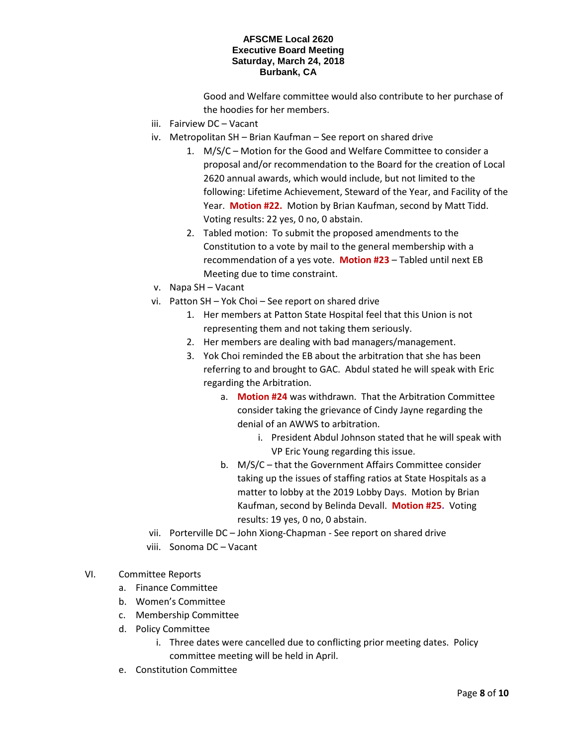Good and Welfare committee would also contribute to her purchase of the hoodies for her members.

iii. Fairview DC – Vacant

iv. Metropolitan SH – Brian Kaufman – See report on shared drive

   1. M/S/C – Motion for the Good and Welfare Committee to consider a proposal and/or recommendation to the Board for the creation of Local 2620 annual awards, which would include, but not limited to the following: Lifetime Achievement, Steward of the Year, and Facility of the Year. **Motion #22.** Motion by Brian Kaufman, second by Matt Tidd. Voting results: 22 yes, 0 no, 0 abstain.
   2. Tabled motion: To submit the proposed amendments to the Constitution to a vote by mail to the general membership with a recommendation of a yes vote. **Motion #23** – Tabled until next EB Meeting due to time constraint.

v. Napa SH – Vacant

vi. Patton SH – Yok Choi – See report on shared drive

   1. Her members at Patton State Hospital feel that this Union is not representing them and not taking them seriously.
   2. Her members are dealing with bad managers/management.
   3. Yok Choi reminded the EB about the arbitration that she has been referring to and brought to GAC. Abdul stated he will speak with Eric regarding the Arbitration.
      a. **Motion #24** was withdrawn. That the Arbitration Committee consider taking the grievance of Cindy Jayne regarding the denial of an AWWS to arbitration.
         i. President Abdul Johnson stated that he will speak with VP Eric Young regarding this issue.
      b. M/S/C – that the Government Affairs Committee consider taking up the issues of staffing ratios at State Hospitals as a matter to lobby at the 2019 Lobby Days. Motion by Brian Kaufman, second by Belinda Devall. **Motion #25.** Voting results: 19 yes, 0 no, 0 abstain.

vii. Porterville DC – John Xiong-Chapman - See report on shared drive

viii. Sonoma DC – Vacant

VI. Committee Reports

a. Finance Committee

b. Women's Committee

c. Membership Committee

d. Policy Committee

   i. Three dates were cancelled due to conflicting prior meeting dates. Policy committee meeting will be held in April.

e. Constitution Committee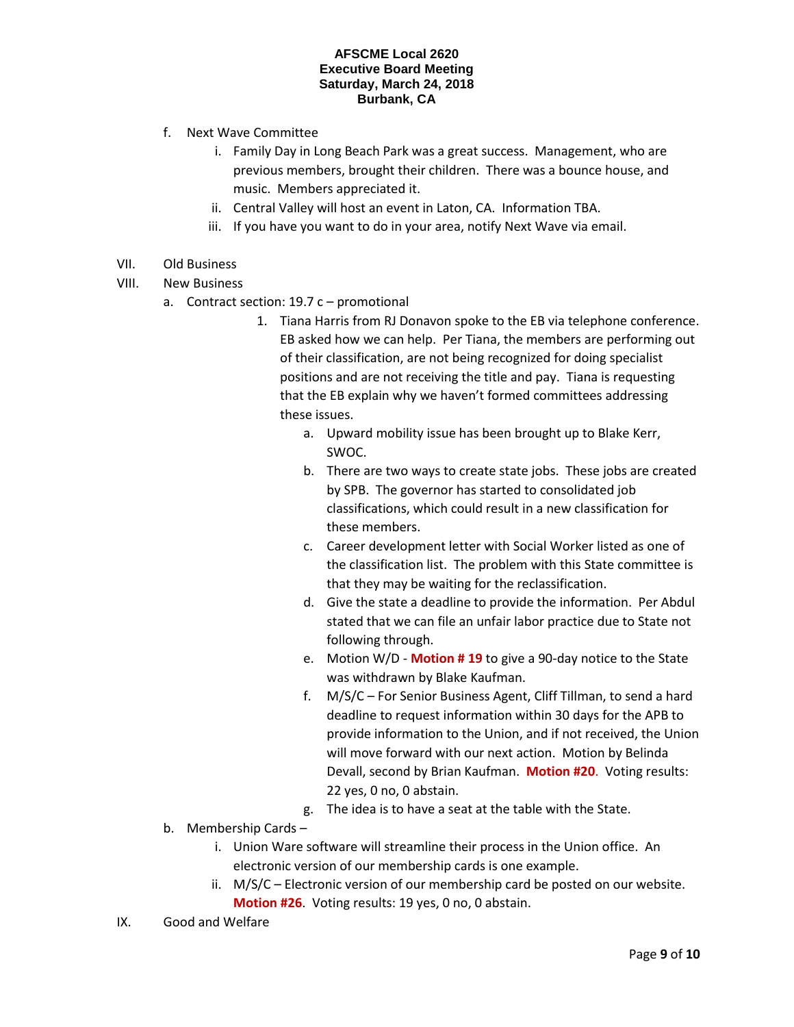f. Next Wave Committee
   i. Family Day in Long Beach Park was a great success. Management, who are previous members, brought their children. There was a bounce house, and music. Members appreciated it.
   ii. Central Valley will host an event in Laton, CA. Information TBA.
   iii. If you have you want to do in your area, notify Next Wave via email.

VII. Old Business

VIII. New Business

a. Contract section: 19.7 c – promotional
   1. Tiana Harris from RJ Donavon spoke to the EB via telephone conference. EB asked how we can help. Per Tiana, the members are performing out of their classification, are not being recognized for doing specialist positions and are not receiving the title and pay. Tiana is requesting that the EB explain why we haven't formed committees addressing these issues.
      a. Upward mobility issue has been brought up to Blake Kerr, SWOC.
      b. There are two ways to create state jobs. These jobs are created by SPB. The governor has started to consolidated job classifications, which could result in a new classification for these members.
      c. Career development letter with Social Worker listed as one of the classification list. The problem with this State committee is that they may be waiting for the reclassification.
      d. Give the state a deadline to provide the information. Per Abdul stated that we can file an unfair labor practice due to State not following through.
      e. Motion W/D - **Motion # 19** to give a 90-day notice to the State was withdrawn by Blake Kaufman.
      f. M/S/C – For Senior Business Agent, Cliff Tillman, to send a hard deadline to request information within 30 days for the APB to provide information to the Union, and if not received, the Union will move forward with our next action. Motion by Belinda Devall, second by Brian Kaufman. **Motion #20**. Voting results: 22 yes, 0 no, 0 abstain.
      g. The idea is to have a seat at the table with the State.

b. Membership Cards –
   i. Union Ware software will streamline their process in the Union office. An electronic version of our membership cards is one example.
   ii. M/S/C – Electronic version of our membership card be posted on our website. **Motion #26**. Voting results: 19 yes, 0 no, 0 abstain.

IX. Good and Welfare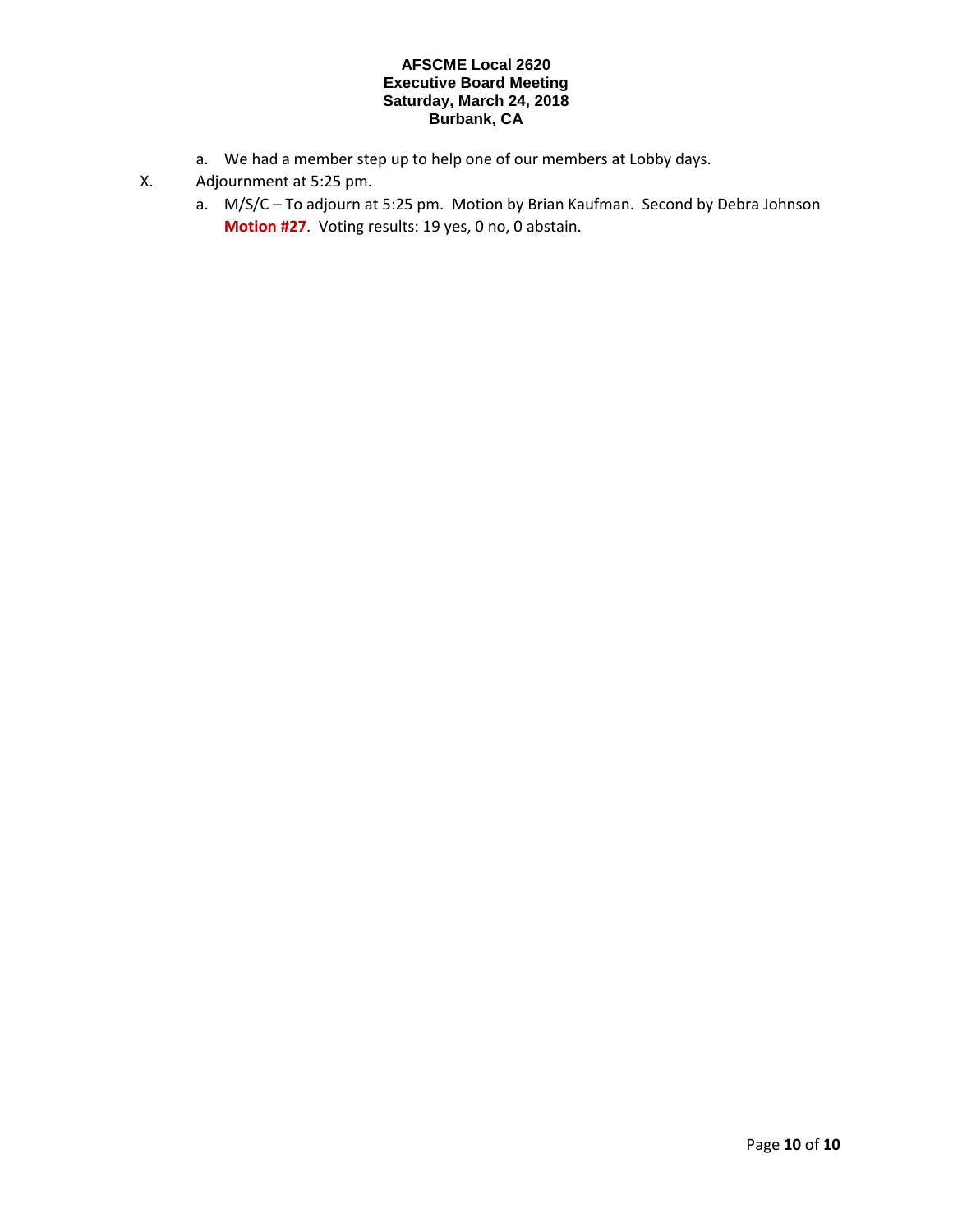a. We had a member step up to help one of our members at Lobby days.

X. Adjournment at 5:25 pm.

a. M/S/C – To adjourn at 5:25 pm. Motion by Brian Kaufman. Second by Debra Johnson **Motion #27**. Voting results: 19 yes, 0 no, 0 abstain.